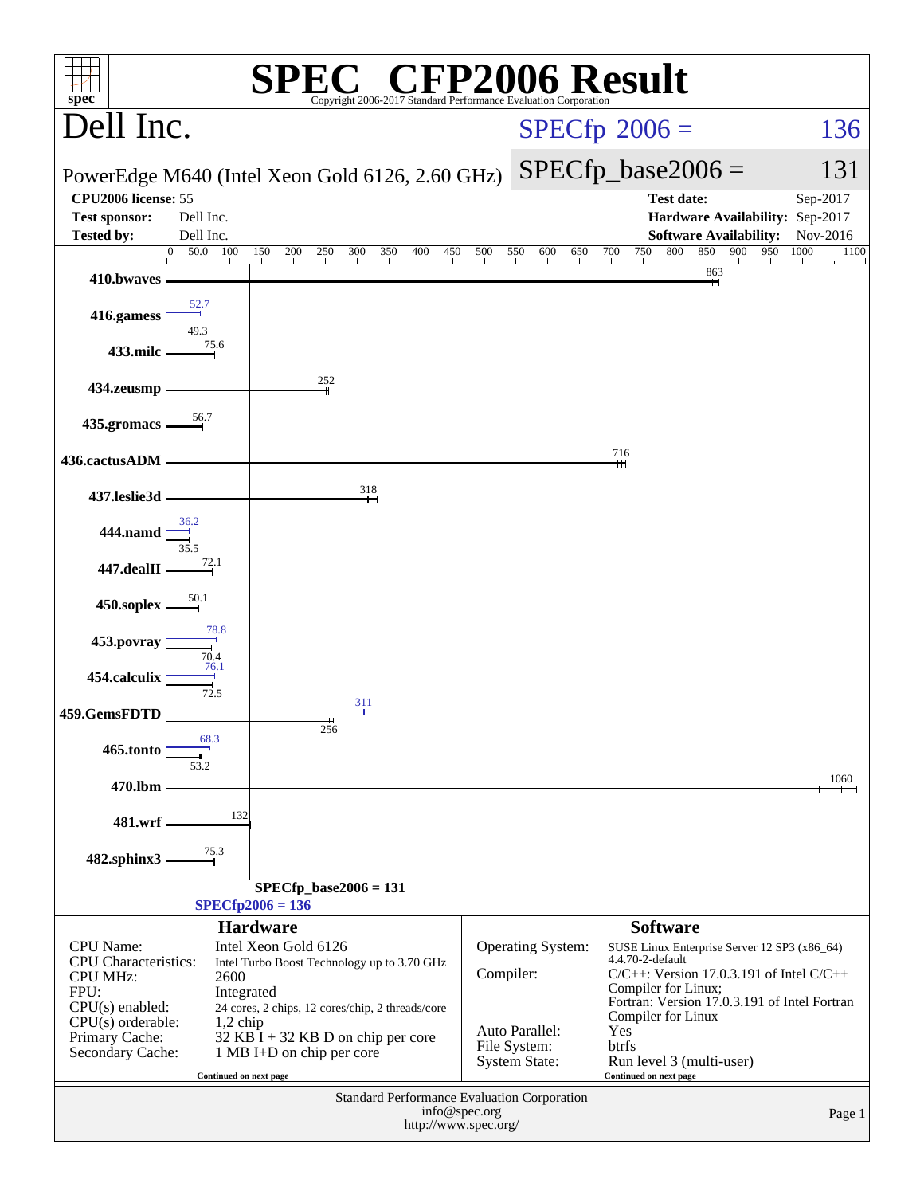# SPEC® CFP2006 Result

Copyright 2006-2017 Standard Performance Evaluation Corporation

## Dell Inc.

PowerEdge M640 (Intel Xeon Gold 6126, 2.60 GHz)

**SPECfp 2006 = 136**

**SPECfp_base2006 = 131**

| | | | |
|---|---|---|---|
| **CPU2006 license:** 55 | | **Test date:** | Sep-2017 |
| **Test sponsor:** | Dell Inc. | **Hardware Availability:** | Sep-2017 |
| **Tested by:** | Dell Inc. | **Software Availability:** | Nov-2016 |

| Benchmark | Peak | Base |
|---|---|---|
| 410.bwaves | | 863 |
| 416.gamess | 52.7 | 49.3 |
| 433.milc | | 75.6 |
| 434.zeusmp | | 252 |
| 435.gromacs | | 56.7 |
| 436.cactusADM | | 716 |
| 437.leslie3d | | 318 |
| 444.namd | 36.2 | 35.5 |
| 447.dealII | | 72.1 |
| 450.soplex | | 50.1 |
| 453.povray | 78.8 | 70.4 |
| 454.calculix | 76.1 | 72.5 |
| 459.GemsFDTD | 311 | 256 |
| 465.tonto | 68.3 | 53.2 |
| 470.lbm | | 1060 |
| 481.wrf | | 132 |
| 482.sphinx3 | | 75.3 |

SPECfp_base2006 = 131

SPECfp2006 = 136

## Hardware

| | |
|---|---|
| CPU Name: | Intel Xeon Gold 6126 |
| CPU Characteristics: | Intel Turbo Boost Technology up to 3.70 GHz |
| CPU MHz: | 2600 |
| FPU: | Integrated |
| CPU(s) enabled: | 24 cores, 2 chips, 12 cores/chip, 2 threads/core |
| CPU(s) orderable: | 1,2 chip |
| Primary Cache: | 32 KB I + 32 KB D on chip per core |
| Secondary Cache: | 1 MB I+D on chip per core |

Continued on next page

## Software

| | |
|---|---|
| Operating System: | SUSE Linux Enterprise Server 12 SP3 (x86_64) 4.4.70-2-default |
| Compiler: | C/C++: Version 17.0.3.191 of Intel C/C++ Compiler for Linux; Fortran: Version 17.0.3.191 of Intel Fortran Compiler for Linux |
| Auto Parallel: | Yes |
| File System: | btrfs |
| System State: | Run level 3 (multi-user) |

Continued on next page

Standard Performance Evaluation Corporation
info@spec.org
http://www.spec.org/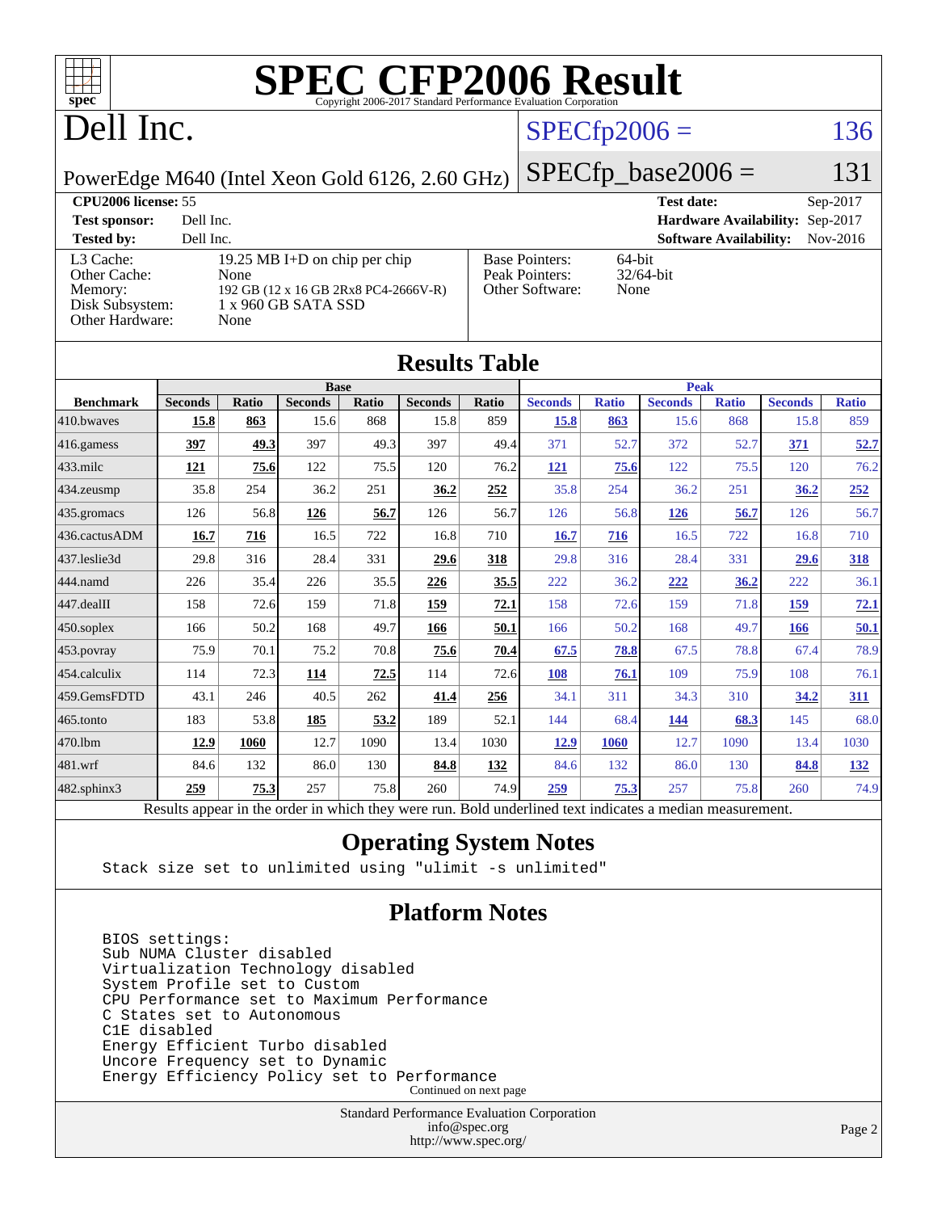# SPEC CFP2006 Result

Copyright 2006-2017 Standard Performance Evaluation Corporation

## Dell Inc.

PowerEdge M640 (Intel Xeon Gold 6126, 2.60 GHz)

SPECfp2006 = 136

SPECfp_base2006 = 131

| | | | |
|---|---|---|---|
| **CPU2006 license:** 55 | | **Test date:** | Sep-2017 |
| **Test sponsor:** | Dell Inc. | **Hardware Availability:** | Sep-2017 |
| **Tested by:** | Dell Inc. | **Software Availability:** | Nov-2016 |

| | | | |
|---|---|---|---|
| L3 Cache: | 19.25 MB I+D on chip per chip | Base Pointers: | 64-bit |
| Other Cache: | None | Peak Pointers: | 32/64-bit |
| Memory: | 192 GB (12 x 16 GB 2Rx8 PC4-2666V-R) | Other Software: | None |
| Disk Subsystem: | 1 x 960 GB SATA SSD | | |
| Other Hardware: | None | | |

## Results Table

| | Base | | | | | | Peak | | | | | |
|---|---|---|---|---|---|---|---|---|---|---|---|---|
| **Benchmark** | **Seconds** | **Ratio** | **Seconds** | **Ratio** | **Seconds** | **Ratio** | **Seconds** | **Ratio** | **Seconds** | **Ratio** | **Seconds** | **Ratio** |
| 410.bwaves | **15.8** | **863** | 15.6 | 868 | 15.8 | 859 | **15.8** | **863** | 15.6 | 868 | 15.8 | 859 |
| 416.gamess | **397** | **49.3** | 397 | 49.3 | 397 | 49.4 | 371 | 52.7 | 372 | 52.7 | **371** | **52.7** |
| 433.milc | **121** | **75.6** | 122 | 75.5 | 120 | 76.2 | **121** | **75.6** | 122 | 75.5 | 120 | 76.2 |
| 434.zeusmp | 35.8 | 254 | 36.2 | 251 | **36.2** | **252** | 35.8 | 254 | 36.2 | 251 | **36.2** | **252** |
| 435.gromacs | 126 | 56.8 | **126** | **56.7** | 126 | 56.7 | 126 | 56.8 | **126** | **56.7** | 126 | 56.7 |
| 436.cactusADM | **16.7** | **716** | 16.5 | 722 | 16.8 | 710 | **16.7** | **716** | 16.5 | 722 | 16.8 | 710 |
| 437.leslie3d | 29.8 | 316 | 28.4 | 331 | **29.6** | **318** | 29.8 | 316 | 28.4 | 331 | **29.6** | **318** |
| 444.namd | 226 | 35.4 | 226 | 35.5 | **226** | **35.5** | 222 | 36.2 | **222** | **36.2** | 222 | 36.1 |
| 447.dealII | 158 | 72.6 | 159 | 71.8 | **159** | **72.1** | 158 | 72.6 | 159 | 71.8 | **159** | **72.1** |
| 450.soplex | 166 | 50.2 | 168 | 49.7 | **166** | **50.1** | 166 | 50.2 | 168 | 49.7 | **166** | **50.1** |
| 453.povray | 75.9 | 70.1 | 75.2 | 70.8 | **75.6** | **70.4** | **67.5** | **78.8** | 67.5 | 78.8 | 67.4 | 78.9 |
| 454.calculix | 114 | 72.3 | **114** | **72.5** | 114 | 72.6 | **108** | **76.1** | 109 | 75.9 | 108 | 76.1 |
| 459.GemsFDTD | 43.1 | 246 | 40.5 | 262 | **41.4** | **256** | 34.1 | 311 | 34.3 | 310 | **34.2** | **311** |
| 465.tonto | 183 | 53.8 | **185** | **53.2** | 189 | 52.1 | 144 | 68.4 | **144** | **68.3** | 145 | 68.0 |
| 470.lbm | **12.9** | **1060** | 12.7 | 1090 | 13.4 | 1030 | **12.9** | **1060** | 12.7 | 1090 | 13.4 | 1030 |
| 481.wrf | 84.6 | 132 | 86.0 | 130 | **84.8** | **132** | 84.6 | 132 | 86.0 | 130 | **84.8** | **132** |
| 482.sphinx3 | **259** | **75.3** | 257 | 75.8 | 260 | 74.9 | **259** | **75.3** | 257 | 75.8 | 260 | 74.9 |

Results appear in the order in which they were run. Bold underlined text indicates a median measurement.

## Operating System Notes

```
Stack size set to unlimited using "ulimit -s unlimited"
```

## Platform Notes

```
BIOS settings:
Sub NUMA Cluster disabled
Virtualization Technology disabled
System Profile set to Custom
CPU Performance set to Maximum Performance
C States set to Autonomous
C1E disabled
Energy Efficient Turbo disabled
Uncore Frequency set to Dynamic
Energy Efficiency Policy set to Performance
```

Continued on next page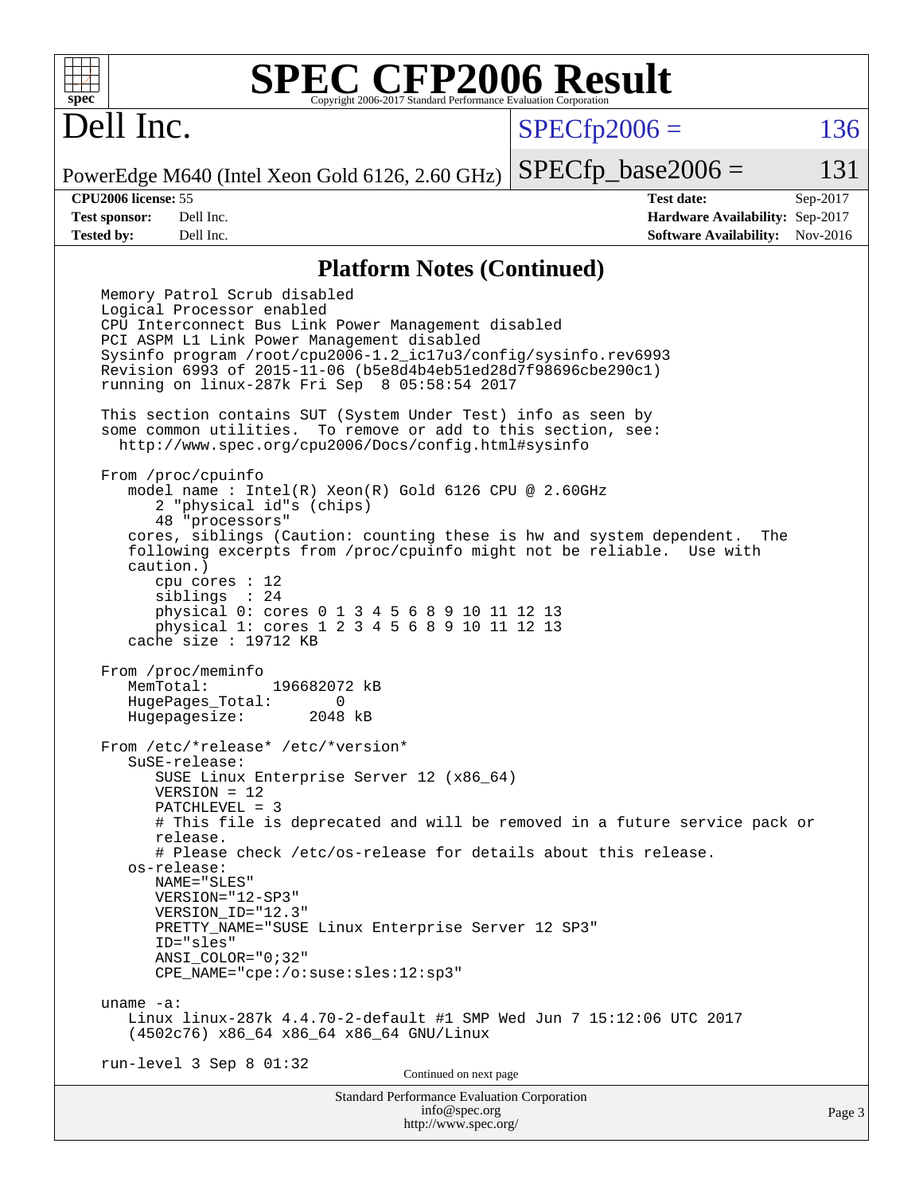## Platform Notes (Continued)

```
Memory Patrol Scrub disabled
Logical Processor enabled
CPU Interconnect Bus Link Power Management disabled
PCI ASPM L1 Link Power Management disabled
Sysinfo program /root/cpu2006-1.2_ic17u3/config/sysinfo.rev6993
Revision 6993 of 2015-11-06 (b5e8d4b4eb51ed28d7f98696cbe290c1)
running on linux-287k Fri Sep  8 05:58:54 2017

This section contains SUT (System Under Test) info as seen by
some common utilities.  To remove or add to this section, see:
  http://www.spec.org/cpu2006/Docs/config.html#sysinfo

From /proc/cpuinfo
   model name : Intel(R) Xeon(R) Gold 6126 CPU @ 2.60GHz
      2 "physical id"s (chips)
      48 "processors"
   cores, siblings (Caution: counting these is hw and system dependent.  The
   following excerpts from /proc/cpuinfo might not be reliable.  Use with
   caution.)
      cpu cores : 12
      siblings  : 24
      physical 0: cores 0 1 3 4 5 6 8 9 10 11 12 13
      physical 1: cores 1 2 3 4 5 6 8 9 10 11 12 13
   cache size : 19712 KB

From /proc/meminfo
   MemTotal:       196682072 kB
   HugePages_Total:       0
   Hugepagesize:       2048 kB

From /etc/*release* /etc/*version*
   SuSE-release:
      SUSE Linux Enterprise Server 12 (x86_64)
      VERSION = 12
      PATCHLEVEL = 3
      # This file is deprecated and will be removed in a future service pack or
      release.
      # Please check /etc/os-release for details about this release.
   os-release:
      NAME="SLES"
      VERSION="12-SP3"
      VERSION_ID="12.3"
      PRETTY_NAME="SUSE Linux Enterprise Server 12 SP3"
      ID="sles"
      ANSI_COLOR="0;32"
      CPE_NAME="cpe:/o:suse:sles:12:sp3"

uname -a:
   Linux linux-287k 4.4.70-2-default #1 SMP Wed Jun 7 15:12:06 UTC 2017
   (4502c76) x86_64 x86_64 x86_64 GNU/Linux

run-level 3 Sep 8 01:32
```

Continued on next page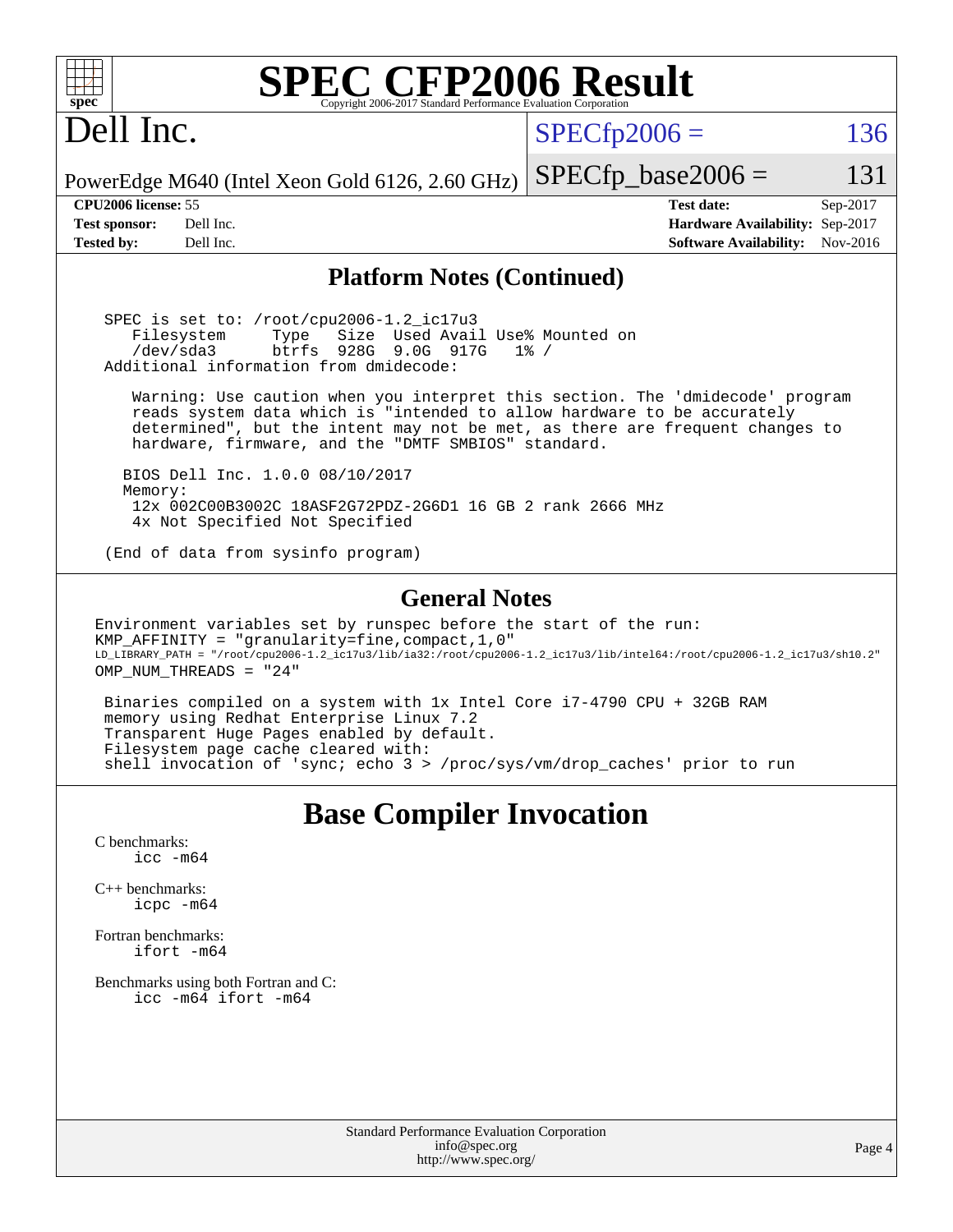# Dell Inc.

PowerEdge M640 (Intel Xeon Gold 6126, 2.60 GHz)

SPECfp2006 = 136

SPECfp_base2006 = 131

| | | | |
|---|---|---|---|
| **CPU2006 license:** 55 | | **Test date:** | Sep-2017 |
| **Test sponsor:** | Dell Inc. | **Hardware Availability:** | Sep-2017 |
| **Tested by:** | Dell Inc. | **Software Availability:** | Nov-2016 |

## Platform Notes (Continued)

```
SPEC is set to: /root/cpu2006-1.2_ic17u3
   Filesystem     Type   Size  Used Avail Use% Mounted on
   /dev/sda3      btrfs  928G  9.0G  917G   1% /
Additional information from dmidecode:

   Warning: Use caution when you interpret this section. The 'dmidecode' program
   reads system data which is "intended to allow hardware to be accurately
   determined", but the intent may not be met, as there are frequent changes to
   hardware, firmware, and the "DMTF SMBIOS" standard.

  BIOS Dell Inc. 1.0.0 08/10/2017
  Memory:
   12x 002C00B3002C 18ASF2G72PDZ-2G6D1 16 GB 2 rank 2666 MHz
   4x Not Specified Not Specified

(End of data from sysinfo program)
```

## General Notes

```
Environment variables set by runspec before the start of the run:
KMP_AFFINITY = "granularity=fine,compact,1,0"
LD_LIBRARY_PATH = "/root/cpu2006-1.2_ic17u3/lib/ia32:/root/cpu2006-1.2_ic17u3/lib/intel64:/root/cpu2006-1.2_ic17u3/sh10.2"
OMP_NUM_THREADS = "24"

 Binaries compiled on a system with 1x Intel Core i7-4790 CPU + 32GB RAM
 memory using Redhat Enterprise Linux 7.2
 Transparent Huge Pages enabled by default.
 Filesystem page cache cleared with:
 shell invocation of 'sync; echo 3 > /proc/sys/vm/drop_caches' prior to run
```

# Base Compiler Invocation

C benchmarks:
```
icc -m64
```

C++ benchmarks:
```
icpc -m64
```

Fortran benchmarks:
```
ifort -m64
```

Benchmarks using both Fortran and C:
```
icc -m64 ifort -m64
```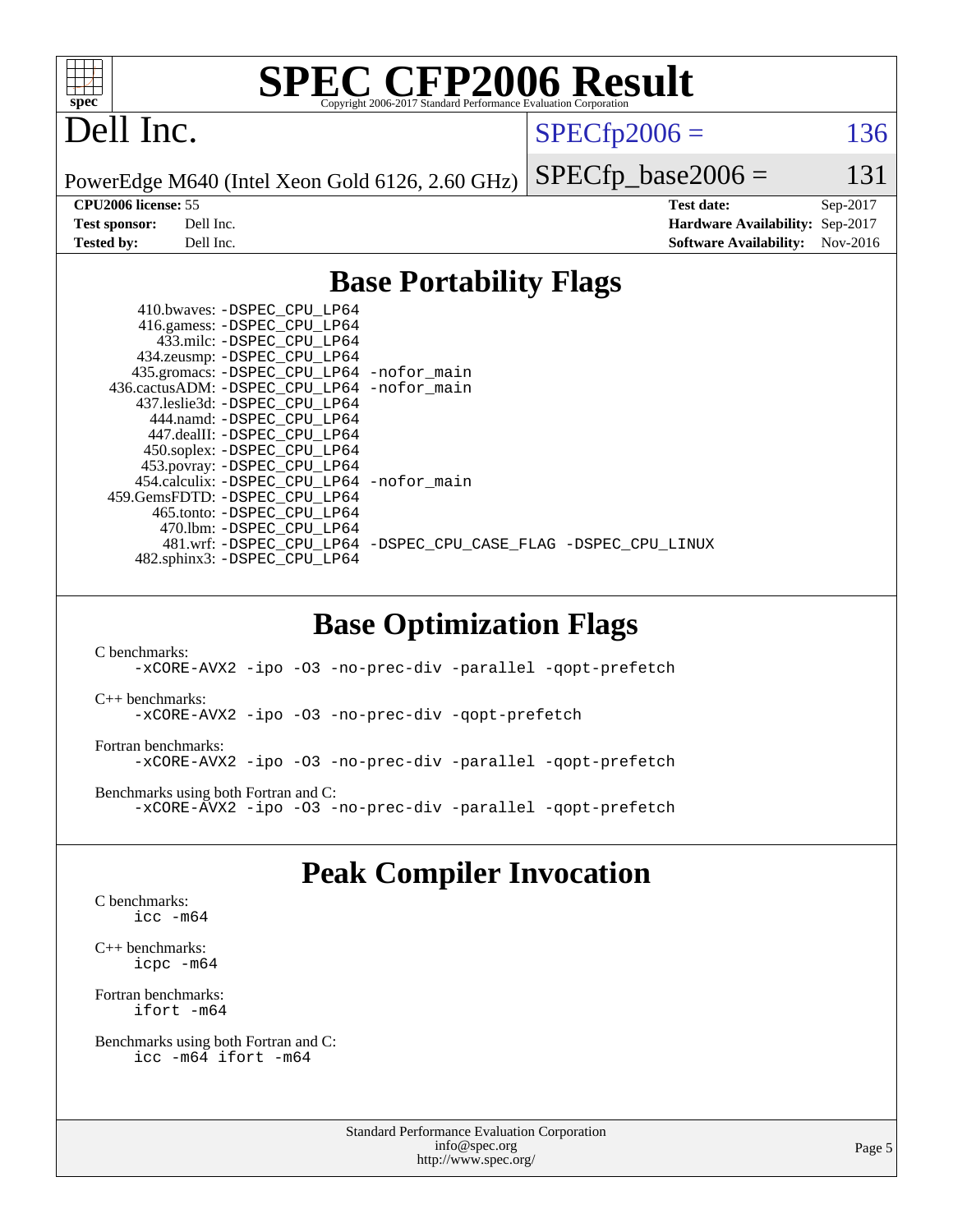# SPEC CFP2006 Result

Copyright 2006-2017 Standard Performance Evaluation Corporation

Dell Inc.

PowerEdge M640 (Intel Xeon Gold 6126, 2.60 GHz)

SPECfp2006 = 136

SPECfp_base2006 = 131

| | | | |
|---|---|---|---|
| **CPU2006 license:** 55 | | **Test date:** | Sep-2017 |
| **Test sponsor:** | Dell Inc. | **Hardware Availability:** | Sep-2017 |
| **Tested by:** | Dell Inc. | **Software Availability:** | Nov-2016 |

## Base Portability Flags

```
     410.bwaves: -DSPEC_CPU_LP64
     416.gamess: -DSPEC_CPU_LP64
       433.milc: -DSPEC_CPU_LP64
     434.zeusmp: -DSPEC_CPU_LP64
    435.gromacs: -DSPEC_CPU_LP64 -nofor_main
 436.cactusADM: -DSPEC_CPU_LP64 -nofor_main
   437.leslie3d: -DSPEC_CPU_LP64
       444.namd: -DSPEC_CPU_LP64
     447.dealII: -DSPEC_CPU_LP64
     450.soplex: -DSPEC_CPU_LP64
     453.povray: -DSPEC_CPU_LP64
   454.calculix: -DSPEC_CPU_LP64 -nofor_main
 459.GemsFDTD: -DSPEC_CPU_LP64
      465.tonto: -DSPEC_CPU_LP64
        470.lbm: -DSPEC_CPU_LP64
        481.wrf: -DSPEC_CPU_LP64 -DSPEC_CPU_CASE_FLAG -DSPEC_CPU_LINUX
    482.sphinx3: -DSPEC_CPU_LP64
```

## Base Optimization Flags

C benchmarks:
```
-xCORE-AVX2 -ipo -O3 -no-prec-div -parallel -qopt-prefetch
```

C++ benchmarks:
```
-xCORE-AVX2 -ipo -O3 -no-prec-div -qopt-prefetch
```

Fortran benchmarks:
```
-xCORE-AVX2 -ipo -O3 -no-prec-div -parallel -qopt-prefetch
```

Benchmarks using both Fortran and C:
```
-xCORE-AVX2 -ipo -O3 -no-prec-div -parallel -qopt-prefetch
```

## Peak Compiler Invocation

C benchmarks:
```
icc -m64
```

C++ benchmarks:
```
icpc -m64
```

Fortran benchmarks:
```
ifort -m64
```

Benchmarks using both Fortran and C:
```
icc -m64 ifort -m64
```

Standard Performance Evaluation Corporation
info@spec.org
http://www.spec.org/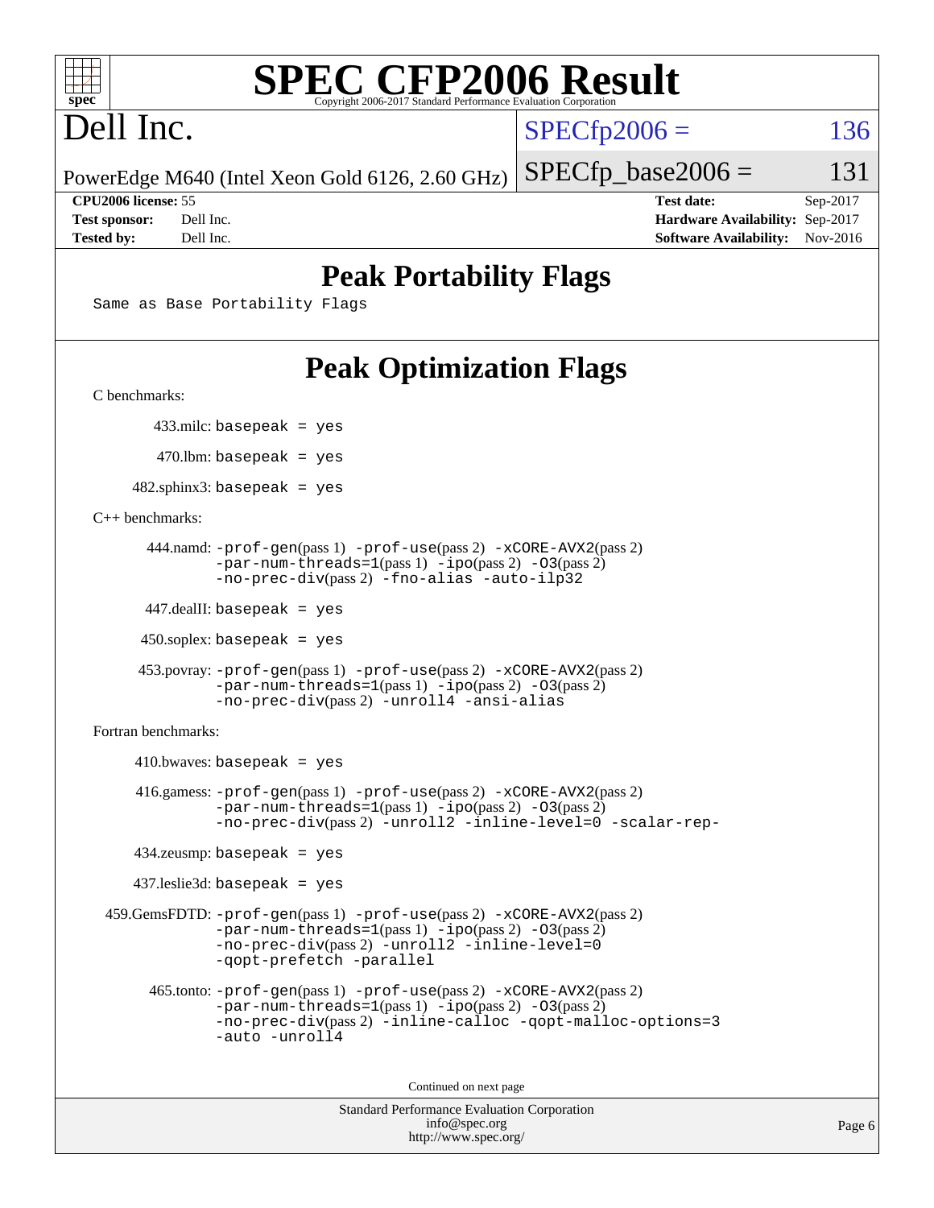# Dell Inc.

**SPECfp2006 = 136**

PowerEdge M640 (Intel Xeon Gold 6126, 2.60 GHz) **SPECfp_base2006 = 131**

**CPU2006 license:** 55  **Test date:** Sep-2017
**Test sponsor:** Dell Inc.  **Hardware Availability:** Sep-2017
**Tested by:** Dell Inc.  **Software Availability:** Nov-2016

## Peak Portability Flags

Same as Base Portability Flags

## Peak Optimization Flags

C benchmarks:

433.milc: basepeak = yes

470.lbm: basepeak = yes

482.sphinx3: basepeak = yes

C++ benchmarks:

444.namd: -prof-gen(pass 1) -prof-use(pass 2) -xCORE-AVX2(pass 2) -par-num-threads=1(pass 1) -ipo(pass 2) -O3(pass 2) -no-prec-div(pass 2) -fno-alias -auto-ilp32

447.dealII: basepeak = yes

450.soplex: basepeak = yes

453.povray: -prof-gen(pass 1) -prof-use(pass 2) -xCORE-AVX2(pass 2) -par-num-threads=1(pass 1) -ipo(pass 2) -O3(pass 2) -no-prec-div(pass 2) -unroll4 -ansi-alias

Fortran benchmarks:

410.bwaves: basepeak = yes

416.gamess: -prof-gen(pass 1) -prof-use(pass 2) -xCORE-AVX2(pass 2) -par-num-threads=1(pass 1) -ipo(pass 2) -O3(pass 2) -no-prec-div(pass 2) -unroll2 -inline-level=0 -scalar-rep-

434.zeusmp: basepeak = yes

437.leslie3d: basepeak = yes

459.GemsFDTD: -prof-gen(pass 1) -prof-use(pass 2) -xCORE-AVX2(pass 2) -par-num-threads=1(pass 1) -ipo(pass 2) -O3(pass 2) -no-prec-div(pass 2) -unroll2 -inline-level=0 -qopt-prefetch -parallel

465.tonto: -prof-gen(pass 1) -prof-use(pass 2) -xCORE-AVX2(pass 2) -par-num-threads=1(pass 1) -ipo(pass 2) -O3(pass 2) -no-prec-div(pass 2) -inline-calloc -qopt-malloc-options=3 -auto -unroll4

Continued on next page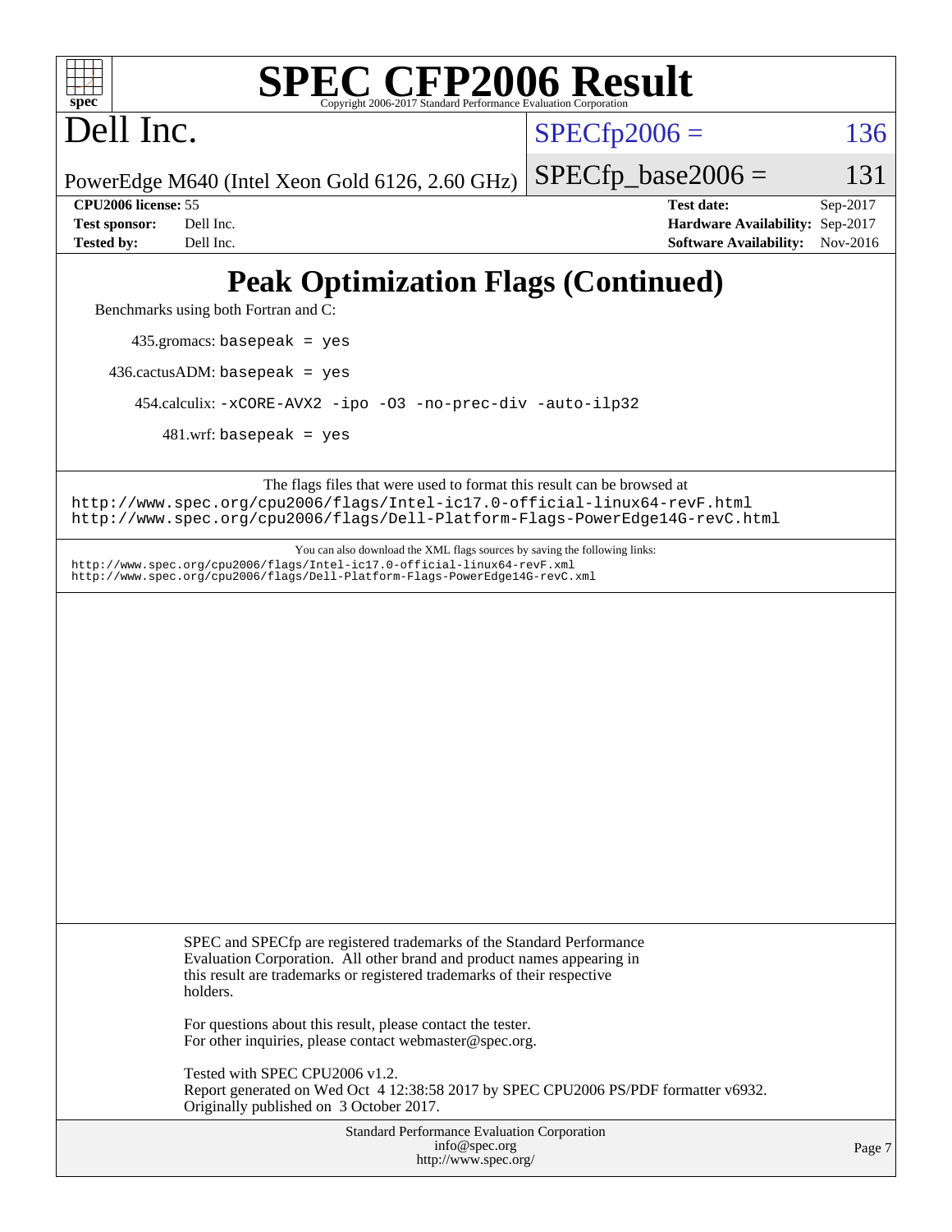# SPEC CFP2006 Result

Copyright 2006-2017 Standard Performance Evaluation Corporation

**Dell Inc.**

PowerEdge M640 (Intel Xeon Gold 6126, 2.60 GHz)

SPECfp2006 = 136

SPECfp_base2006 = 131

| | | | |
|---|---|---|---|
| **CPU2006 license:** 55 | | **Test date:** | Sep-2017 |
| **Test sponsor:** | Dell Inc. | **Hardware Availability:** | Sep-2017 |
| **Tested by:** | Dell Inc. | **Software Availability:** | Nov-2016 |

## Peak Optimization Flags (Continued)

Benchmarks using both Fortran and C:

435.gromacs: basepeak = yes

436.cactusADM: basepeak = yes

454.calculix: -xCORE-AVX2 -ipo -O3 -no-prec-div -auto-ilp32

481.wrf: basepeak = yes

The flags files that were used to format this result can be browsed at
http://www.spec.org/cpu2006/flags/Intel-ic17.0-official-linux64-revF.html
http://www.spec.org/cpu2006/flags/Dell-Platform-Flags-PowerEdge14G-revC.html

You can also download the XML flags sources by saving the following links:
http://www.spec.org/cpu2006/flags/Intel-ic17.0-official-linux64-revF.xml
http://www.spec.org/cpu2006/flags/Dell-Platform-Flags-PowerEdge14G-revC.xml

SPEC and SPECfp are registered trademarks of the Standard Performance Evaluation Corporation. All other brand and product names appearing in this result are trademarks or registered trademarks of their respective holders.

For questions about this result, please contact the tester.
For other inquiries, please contact webmaster@spec.org.

Tested with SPEC CPU2006 v1.2.
Report generated on Wed Oct 4 12:38:58 2017 by SPEC CPU2006 PS/PDF formatter v6932.
Originally published on 3 October 2017.

Standard Performance Evaluation Corporation
info@spec.org
http://www.spec.org/